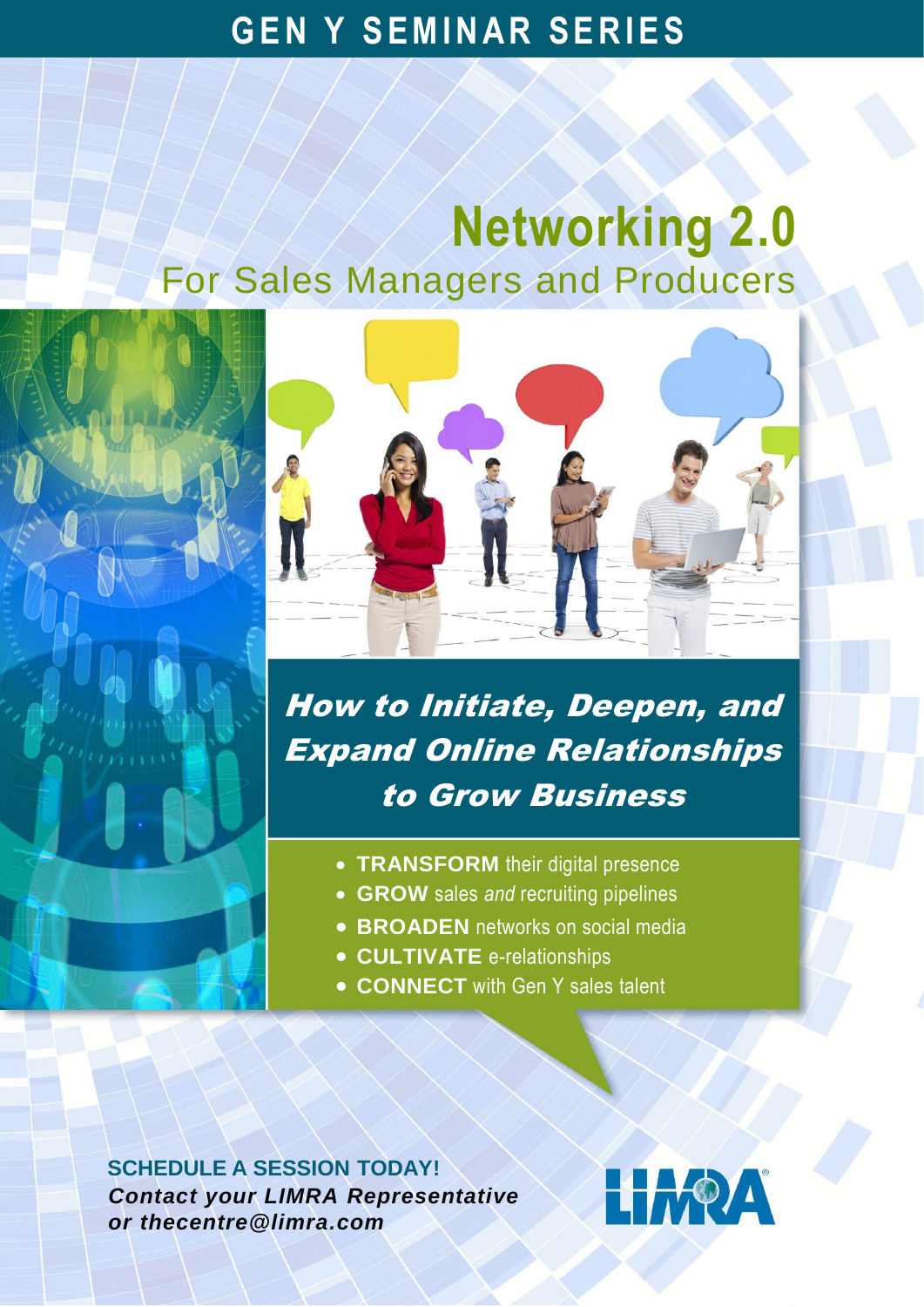# GEN Y SEMINAR SERIES

# Networking 2.0

## For Sales Managers and Producers

### *How to Initiate, Deepen, and Expand Online Relationships to Grow Business*

- **TRANSFORM** their digital presence
- **GROW** sales *and* recruiting pipelines
- **BROADEN** networks on social media
- **CULTIVATE** e-relationships
- **CONNECT** with Gen Y sales talent

**SCHEDULE A SESSION TODAY!**

***Contact your LIMRA Representative or thecentre@limra.com***

LIMRA®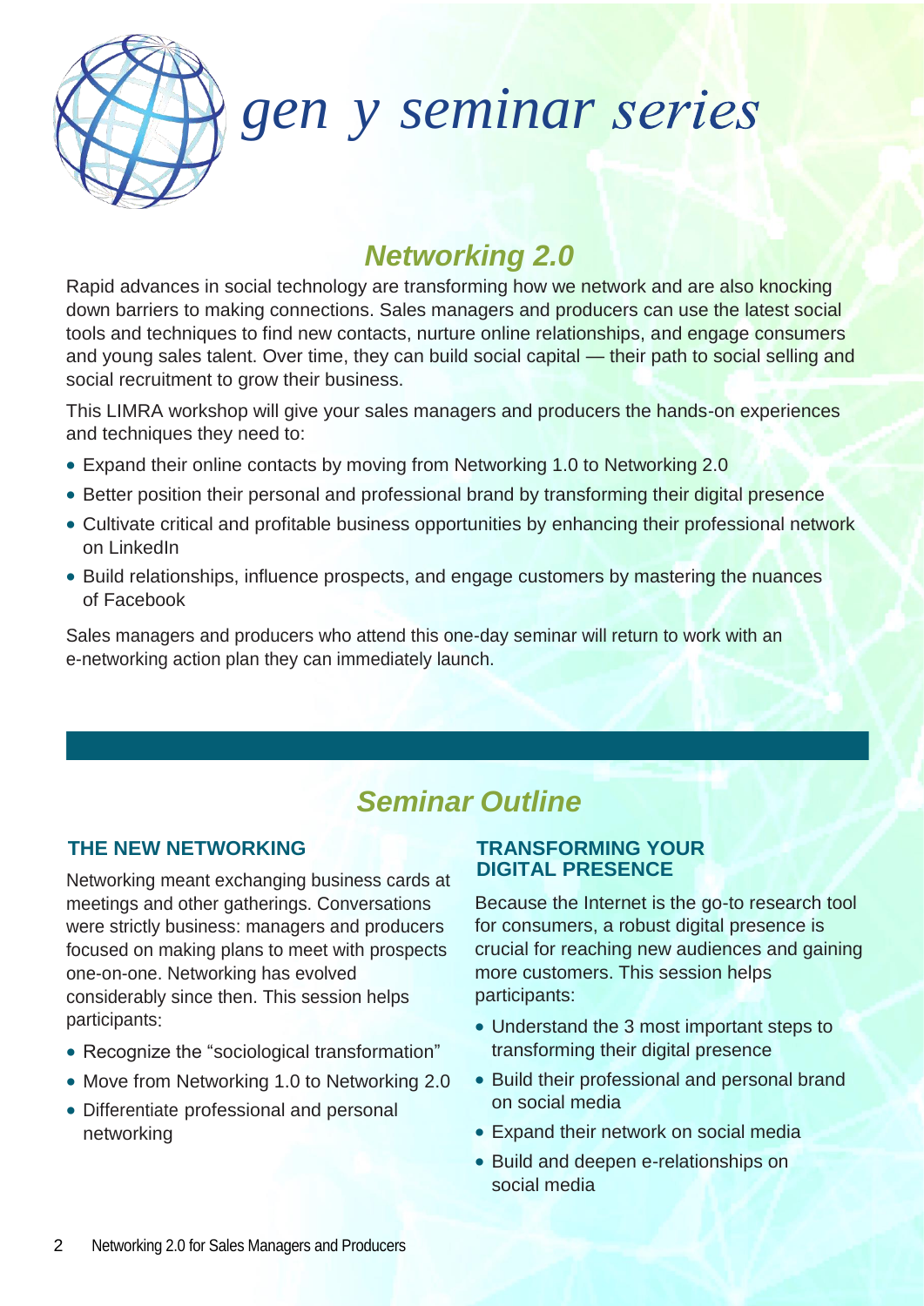# gen y seminar series

## *Networking 2.0*

Rapid advances in social technology are transforming how we network and are also knocking down barriers to making connections. Sales managers and producers can use the latest social tools and techniques to find new contacts, nurture online relationships, and engage consumers and young sales talent. Over time, they can build social capital — their path to social selling and social recruitment to grow their business.

This LIMRA workshop will give your sales managers and producers the hands-on experiences and techniques they need to:

- Expand their online contacts by moving from Networking 1.0 to Networking 2.0
- Better position their personal and professional brand by transforming their digital presence
- Cultivate critical and profitable business opportunities by enhancing their professional network on LinkedIn
- Build relationships, influence prospects, and engage customers by mastering the nuances of Facebook

Sales managers and producers who attend this one-day seminar will return to work with an e-networking action plan they can immediately launch.

## *Seminar Outline*

### THE NEW NETWORKING

Networking meant exchanging business cards at meetings and other gatherings. Conversations were strictly business: managers and producers focused on making plans to meet with prospects one-on-one. Networking has evolved considerably since then. This session helps participants:

- Recognize the "sociological transformation"
- Move from Networking 1.0 to Networking 2.0
- Differentiate professional and personal networking

### TRANSFORMING YOUR DIGITAL PRESENCE

Because the Internet is the go-to research tool for consumers, a robust digital presence is crucial for reaching new audiences and gaining more customers. This session helps participants:

- Understand the 3 most important steps to transforming their digital presence
- Build their professional and personal brand on social media
- Expand their network on social media
- Build and deepen e-relationships on social media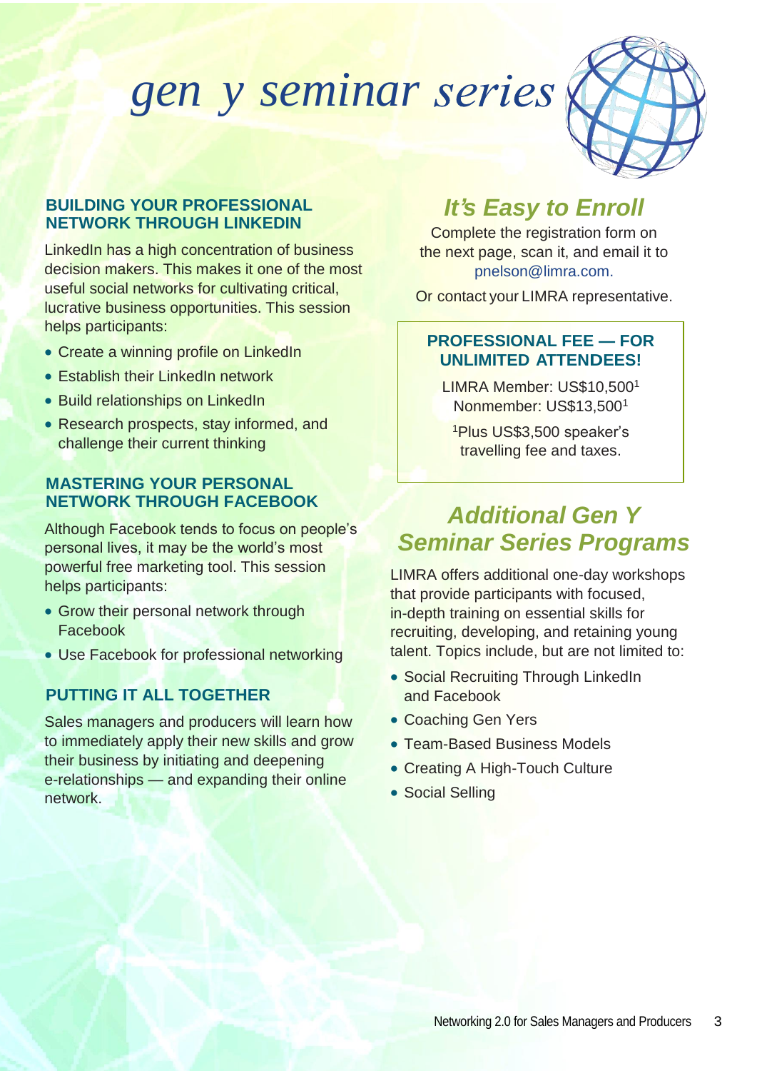# gen y seminar series

### BUILDING YOUR PROFESSIONAL NETWORK THROUGH LINKEDIN

LinkedIn has a high concentration of business decision makers. This makes it one of the most useful social networks for cultivating critical, lucrative business opportunities. This session helps participants:

- Create a winning profile on LinkedIn
- Establish their LinkedIn network
- Build relationships on LinkedIn
- Research prospects, stay informed, and challenge their current thinking

### MASTERING YOUR PERSONAL NETWORK THROUGH FACEBOOK

Although Facebook tends to focus on people's personal lives, it may be the world's most powerful free marketing tool. This session helps participants:

- Grow their personal network through Facebook
- Use Facebook for professional networking

### PUTTING IT ALL TOGETHER

Sales managers and producers will learn how to immediately apply their new skills and grow their business by initiating and deepening e-relationships — and expanding their online network.

## *It's Easy to Enroll*

Complete the registration form on the next page, scan it, and email it to pnelson@limra.com.

Or contact your LIMRA representative.

### PROFESSIONAL FEE — FOR UNLIMITED ATTENDEES!

LIMRA Member: US$10,500[1]
Nonmember: US$13,500[1]

[1]Plus US$3,500 speaker's travelling fee and taxes.

## *Additional Gen Y Seminar Series Programs*

LIMRA offers additional one-day workshops that provide participants with focused, in-depth training on essential skills for recruiting, developing, and retaining young talent. Topics include, but are not limited to:

- Social Recruiting Through LinkedIn and Facebook
- Coaching Gen Yers
- Team-Based Business Models
- Creating A High-Touch Culture
- Social Selling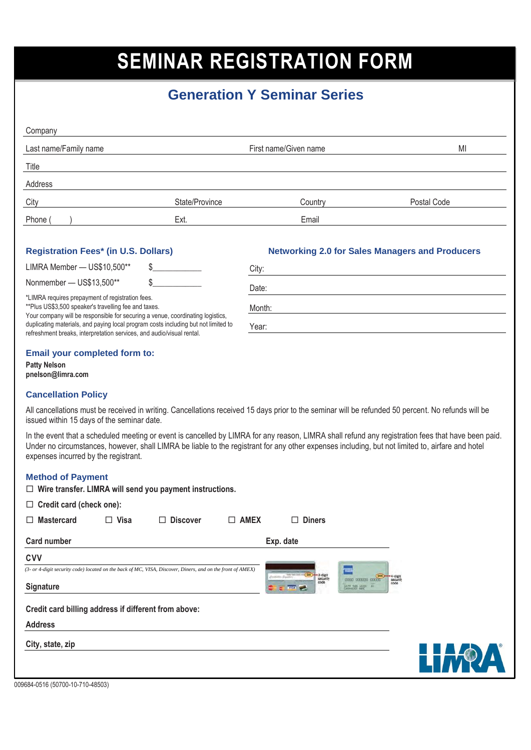# SEMINAR REGISTRATION FORM

## Generation Y Seminar Series

Company

Last name/Family name First name/Given name MI

Title

Address

City State/Province Country Postal Code

Phone ( ) Ext. Email

### Registration Fees* (in U.S. Dollars)

LIMRA Member — US$10,500** $___________

Nonmember — US$13,500** $___________

*LIMRA requires prepayment of registration fees.
**Plus US$3,500 speaker's travelling fee and taxes.
Your company will be responsible for securing a venue, coordinating logistics, duplicating materials, and paying local program costs including but not limited to refreshment breaks, interpretation services, and audio/visual rental.

### Networking 2.0 for Sales Managers and Producers

City:

Date:

Month:

Year:

### Email your completed form to:

**Patty Nelson**
**pnelson@limra.com**

### Cancellation Policy

All cancellations must be received in writing. Cancellations received 15 days prior to the seminar will be refunded 50 percent. No refunds will be issued within 15 days of the seminar date.

In the event that a scheduled meeting or event is cancelled by LIMRA for any reason, LIMRA shall refund any registration fees that have been paid. Under no circumstances, however, shall LIMRA be liable to the registrant for any other expenses including, but not limited to, airfare and hotel expenses incurred by the registrant.

### Method of Payment

☐ **Wire transfer. LIMRA will send you payment instructions.**

☐ **Credit card (check one):**

☐ **Mastercard** ☐ **Visa** ☐ **Discover** ☐ **AMEX** ☐ **Diners**

**Card number** **Exp. date**

**CVV**

*(3- or 4-digit security code) located on the back of MC, VISA, Discover, Diners, and on the front of AMEX)*

**Signature**

**Credit card billing address if different from above:**

**Address**

**City, state, zip**

009684-0516 (50700-10-710-48503)